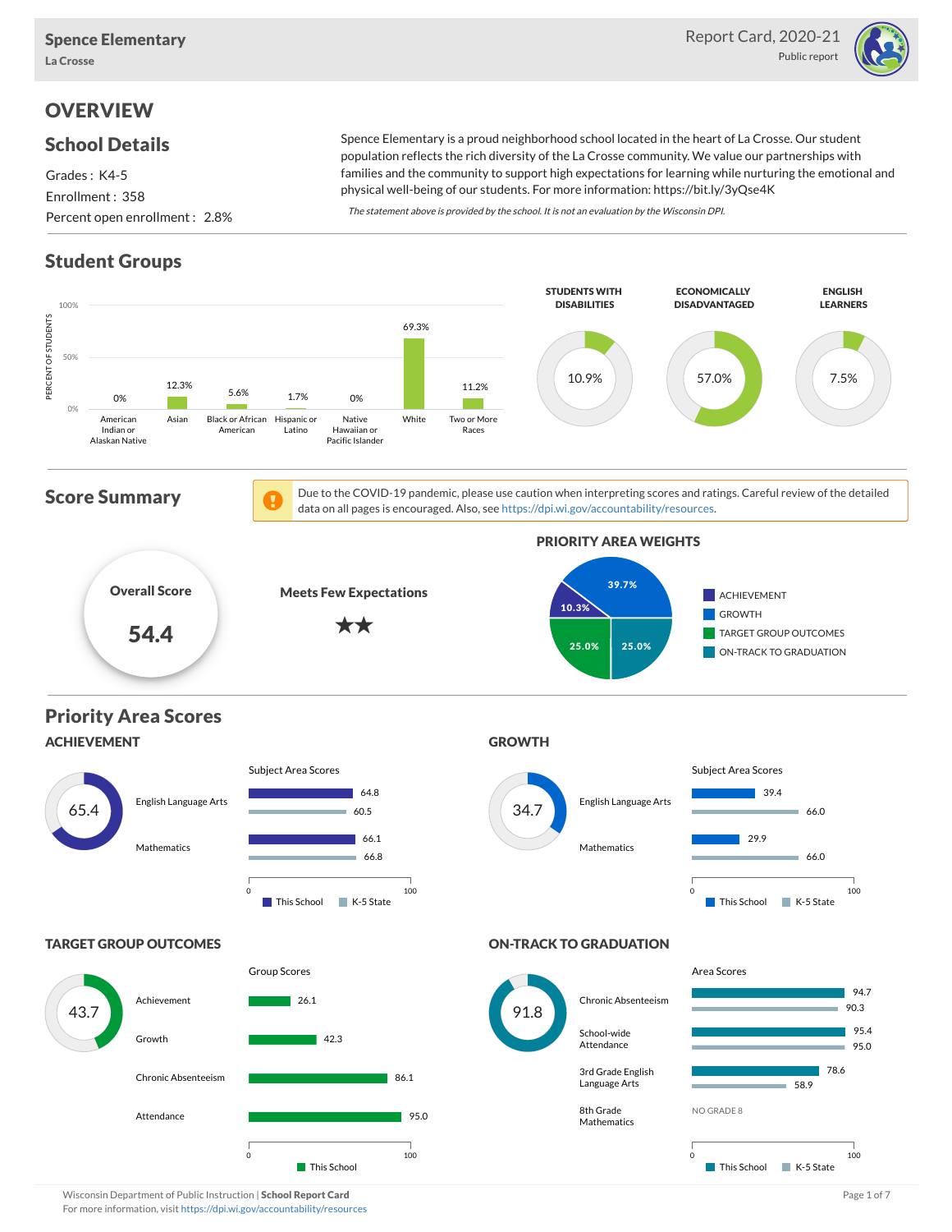# Spence Elementary

La Crosse

Report Card, 2020-21

Public report

## OVERVIEW

### School Details

Grades : K4-5

Enrollment : 358

Percent open enrollment : 2.8%

Spence Elementary is a proud neighborhood school located in the heart of La Crosse. Our student population reflects the rich diversity of the La Crosse community. We value our partnerships with families and the community to support high expectations for learning while nurturing the emotional and physical well-being of our students. For more information: https://bit.ly/3yQse4K

*The statement above is provided by the school. It is not an evaluation by the Wisconsin DPI.*

### Student Groups

| Group | Percent of Students |
|---|---|
| American Indian or Alaskan Native | 0% |
| Asian | 12.3% |
| Black or African American | 5.6% |
| Hispanic or Latino | 1.7% |
| Native Hawaiian or Pacific Islander | 0% |
| White | 69.3% |
| Two or More Races | 11.2% |

| Students with Disabilities | Economically Disadvantaged | English Learners |
|---|---|---|
| 10.9% | 57.0% | 7.5% |

### Score Summary

Due to the COVID-19 pandemic, please use caution when interpreting scores and ratings. Careful review of the detailed data on all pages is encouraged. Also, see https://dpi.wi.gov/accountability/resources.

**Overall Score:** 54.4

**Meets Few Expectations** ★★

**PRIORITY AREA WEIGHTS**

| Priority Area | Weight |
|---|---|
| Achievement | 10.3% |
| Growth | 39.7% |
| Target Group Outcomes | 25.0% |
| On-Track to Graduation | 25.0% |

## Priority Area Scores

### ACHIEVEMENT

Score: 65.4

| Subject Area | This School | K-5 State |
|---|---|---|
| English Language Arts | 64.8 | 60.5 |
| Mathematics | 66.1 | 66.8 |

### GROWTH

Score: 34.7

| Subject Area | This School | K-5 State |
|---|---|---|
| English Language Arts | 39.4 | 66.0 |
| Mathematics | 29.9 | 66.0 |

### TARGET GROUP OUTCOMES

Score: 43.7

| Group Scores | This School |
|---|---|
| Achievement | 26.1 |
| Growth | 42.3 |
| Chronic Absenteeism | 86.1 |
| Attendance | 95.0 |

### ON-TRACK TO GRADUATION

Score: 91.8

| Area Scores | This School | K-5 State |
|---|---|---|
| Chronic Absenteeism | 94.7 | 90.3 |
| School-wide Attendance | 95.4 | 95.0 |
| 3rd Grade English Language Arts | 78.6 | 58.9 |
| 8th Grade Mathematics | NO GRADE 8 | |

Wisconsin Department of Public Instruction | **School Report Card**

For more information, visit https://dpi.wi.gov/accountability/resources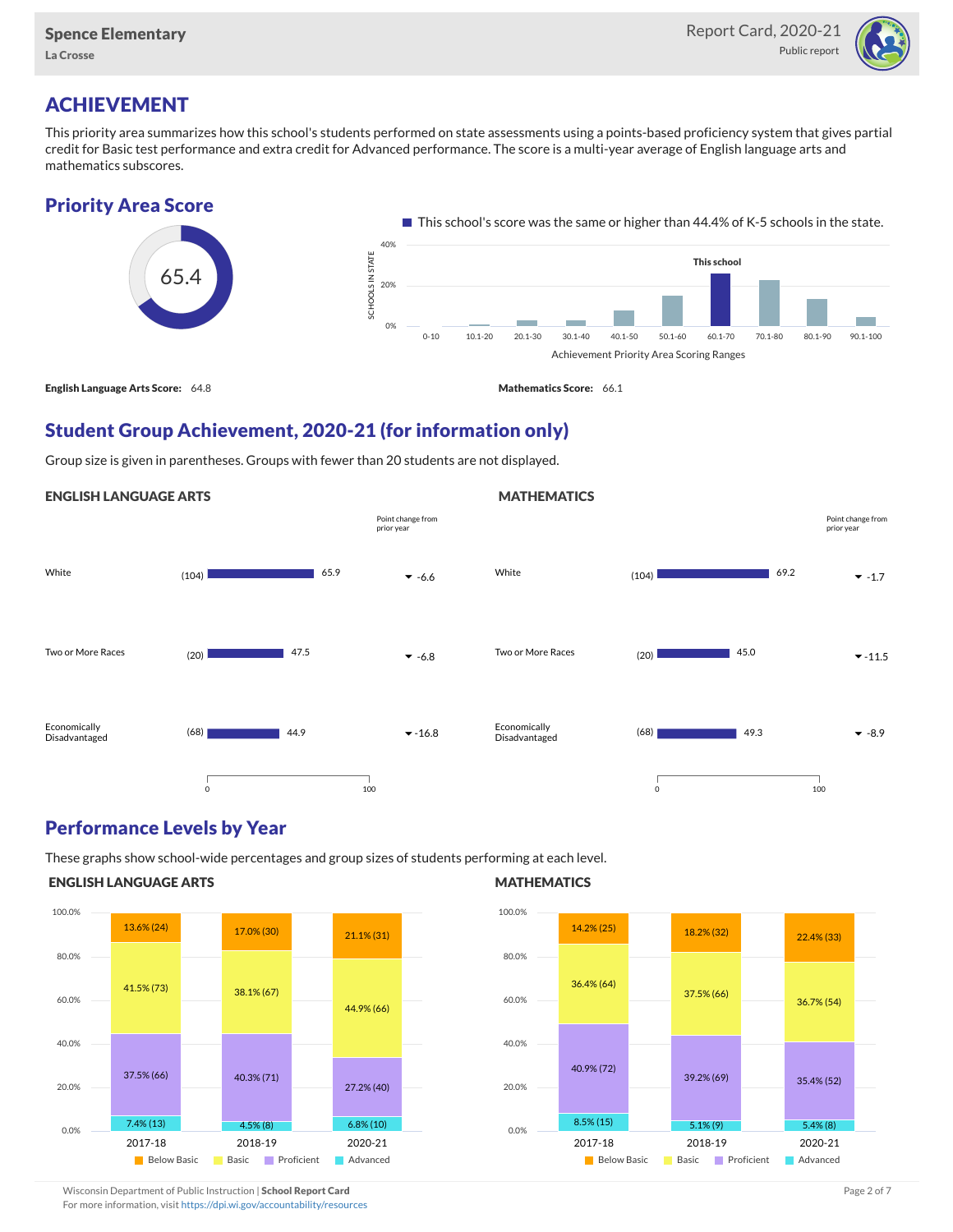Spence Elementary
La Crosse

Report Card, 2020-21
Public report

# ACHIEVEMENT

This priority area summarizes how this school's students performed on state assessments using a points-based proficiency system that gives partial credit for Basic test performance and extra credit for Advanced performance. The score is a multi-year average of English language arts and mathematics subscores.

## Priority Area Score

65.4

This school's score was the same or higher than 44.4% of K-5 schools in the state.

Achievement Priority Area Scoring Ranges: 0-10, 10.1-20, 20.1-30, 30.1-40, 40.1-50, 50.1-60, 60.1-70 (This school), 70.1-80, 80.1-90, 90.1-100

**English Language Arts Score:** 64.8

**Mathematics Score:** 66.1

## Student Group Achievement, 2020-21 (for information only)

Group size is given in parentheses. Groups with fewer than 20 students are not displayed.

### ENGLISH LANGUAGE ARTS

| Group | Size | Score | Point change from prior year |
|---|---|---|---|
| White | (104) | 65.9 | -6.6 |
| Two or More Races | (20) | 47.5 | -6.8 |
| Economically Disadvantaged | (68) | 44.9 | -16.8 |

### MATHEMATICS

| Group | Size | Score | Point change from prior year |
|---|---|---|---|
| White | (104) | 69.2 | -1.7 |
| Two or More Races | (20) | 45.0 | -11.5 |
| Economically Disadvantaged | (68) | 49.3 | -8.9 |

## Performance Levels by Year

These graphs show school-wide percentages and group sizes of students performing at each level.

### ENGLISH LANGUAGE ARTS

| Level | 2017-18 | 2018-19 | 2020-21 |
|---|---|---|---|
| Below Basic | 13.6% (24) | 17.0% (30) | 21.1% (31) |
| Basic | 41.5% (73) | 38.1% (67) | 44.9% (66) |
| Proficient | 37.5% (66) | 40.3% (71) | 27.2% (40) |
| Advanced | 7.4% (13) | 4.5% (8) | 6.8% (10) |

### MATHEMATICS

| Level | 2017-18 | 2018-19 | 2020-21 |
|---|---|---|---|
| Below Basic | 14.2% (25) | 18.2% (32) | 22.4% (33) |
| Basic | 36.4% (64) | 37.5% (66) | 36.7% (54) |
| Proficient | 40.9% (72) | 39.2% (69) | 35.4% (52) |
| Advanced | 8.5% (15) | 5.1% (9) | 5.4% (8) |

Wisconsin Department of Public Instruction | **School Report Card**
For more information, visit https://dpi.wi.gov/accountability/resources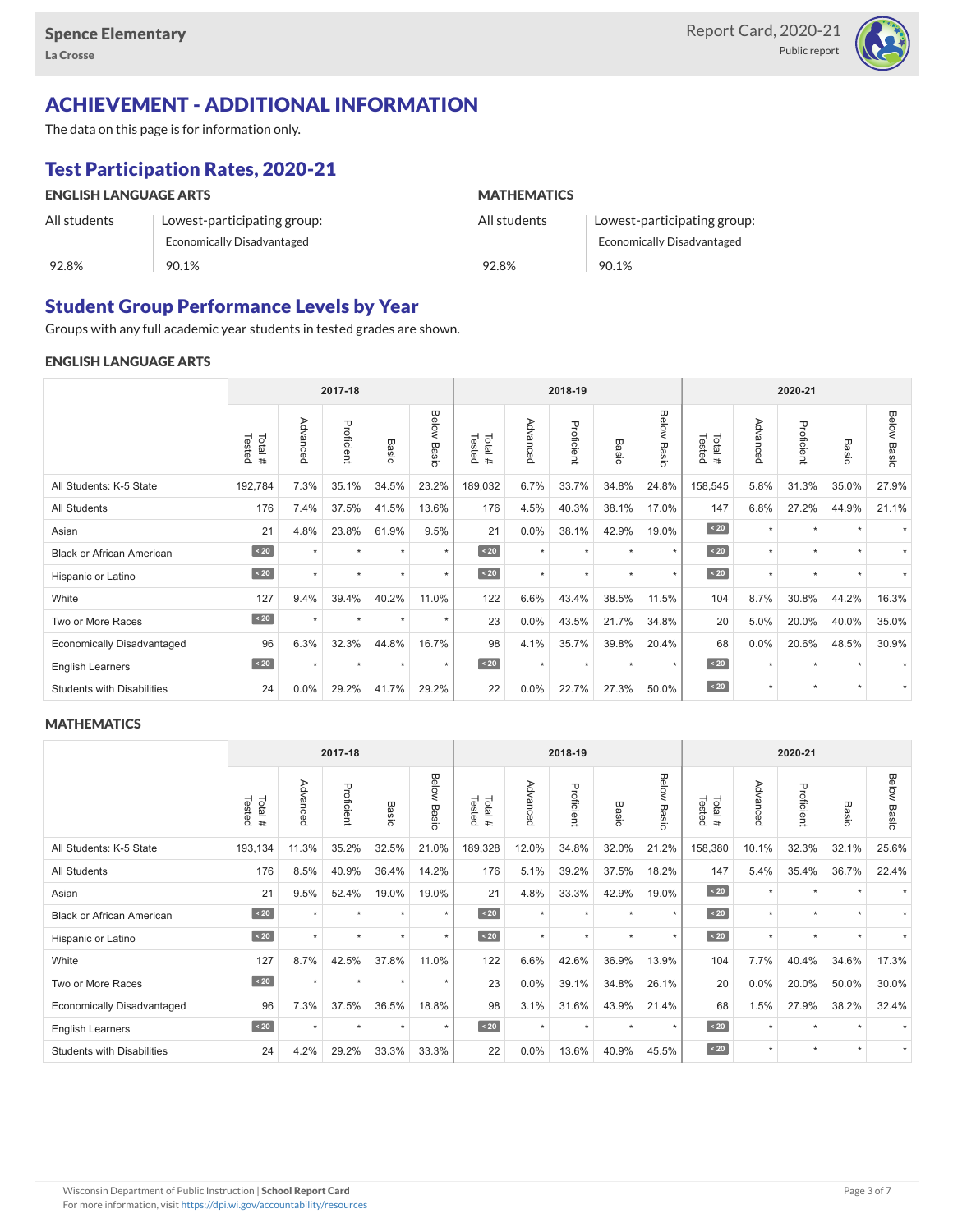Spence Elementary
La Crosse

Report Card, 2020-21
Public report

# ACHIEVEMENT - ADDITIONAL INFORMATION

The data on this page is for information only.

## Test Participation Rates, 2020-21

| ENGLISH LANGUAGE ARTS | | MATHEMATICS | |
|---|---|---|---|
| All students | Lowest-participating group: Economically Disadvantaged | All students | Lowest-participating group: Economically Disadvantaged |
| 92.8% | 90.1% | 92.8% | 90.1% |

## Student Group Performance Levels by Year

Groups with any full academic year students in tested grades are shown.

### ENGLISH LANGUAGE ARTS

| | 2017-18 | | | | | 2018-19 | | | | | 2020-21 | | | | |
|---|---|---|---|---|---|---|---|---|---|---|---|---|---|---|---|
| | Total # Tested | Advanced | Proficient | Basic | Below Basic | Total # Tested | Advanced | Proficient | Basic | Below Basic | Total # Tested | Advanced | Proficient | Basic | Below Basic |
| All Students: K-5 State | 192,784 | 7.3% | 35.1% | 34.5% | 23.2% | 189,032 | 6.7% | 33.7% | 34.8% | 24.8% | 158,545 | 5.8% | 31.3% | 35.0% | 27.9% |
| All Students | 176 | 7.4% | 37.5% | 41.5% | 13.6% | 176 | 4.5% | 40.3% | 38.1% | 17.0% | 147 | 6.8% | 27.2% | 44.9% | 21.1% |
| Asian | 21 | 4.8% | 23.8% | 61.9% | 9.5% | 21 | 0.0% | 38.1% | 42.9% | 19.0% | < 20 | * | * | * | * |
| Black or African American | < 20 | * | * | * | * | < 20 | * | * | * | * | < 20 | * | * | * | * |
| Hispanic or Latino | < 20 | * | * | * | * | < 20 | * | * | * | * | < 20 | * | * | * | * |
| White | 127 | 9.4% | 39.4% | 40.2% | 11.0% | 122 | 6.6% | 43.4% | 38.5% | 11.5% | 104 | 8.7% | 30.8% | 44.2% | 16.3% |
| Two or More Races | < 20 | * | * | * | * | 23 | 0.0% | 43.5% | 21.7% | 34.8% | 20 | 5.0% | 20.0% | 40.0% | 35.0% |
| Economically Disadvantaged | 96 | 6.3% | 32.3% | 44.8% | 16.7% | 98 | 4.1% | 35.7% | 39.8% | 20.4% | 68 | 0.0% | 20.6% | 48.5% | 30.9% |
| English Learners | < 20 | * | * | * | * | < 20 | * | * | * | * | < 20 | * | * | * | * |
| Students with Disabilities | 24 | 0.0% | 29.2% | 41.7% | 29.2% | 22 | 0.0% | 22.7% | 27.3% | 50.0% | < 20 | * | * | * | * |

### MATHEMATICS

| | 2017-18 | | | | | 2018-19 | | | | | 2020-21 | | | | |
|---|---|---|---|---|---|---|---|---|---|---|---|---|---|---|---|
| | Total # Tested | Advanced | Proficient | Basic | Below Basic | Total # Tested | Advanced | Proficient | Basic | Below Basic | Total # Tested | Advanced | Proficient | Basic | Below Basic |
| All Students: K-5 State | 193,134 | 11.3% | 35.2% | 32.5% | 21.0% | 189,328 | 12.0% | 34.8% | 32.0% | 21.2% | 158,380 | 10.1% | 32.3% | 32.1% | 25.6% |
| All Students | 176 | 8.5% | 40.9% | 36.4% | 14.2% | 176 | 5.1% | 39.2% | 37.5% | 18.2% | 147 | 5.4% | 35.4% | 36.7% | 22.4% |
| Asian | 21 | 9.5% | 52.4% | 19.0% | 19.0% | 21 | 4.8% | 33.3% | 42.9% | 19.0% | < 20 | * | * | * | * |
| Black or African American | < 20 | * | * | * | * | < 20 | * | * | * | * | < 20 | * | * | * | * |
| Hispanic or Latino | < 20 | * | * | * | * | < 20 | * | * | * | * | < 20 | * | * | * | * |
| White | 127 | 8.7% | 42.5% | 37.8% | 11.0% | 122 | 6.6% | 42.6% | 36.9% | 13.9% | 104 | 7.7% | 40.4% | 34.6% | 17.3% |
| Two or More Races | < 20 | * | * | * | * | 23 | 0.0% | 39.1% | 34.8% | 26.1% | 20 | 0.0% | 20.0% | 50.0% | 30.0% |
| Economically Disadvantaged | 96 | 7.3% | 37.5% | 36.5% | 18.8% | 98 | 3.1% | 31.6% | 43.9% | 21.4% | 68 | 1.5% | 27.9% | 38.2% | 32.4% |
| English Learners | < 20 | * | * | * | * | < 20 | * | * | * | * | < 20 | * | * | * | * |
| Students with Disabilities | 24 | 4.2% | 29.2% | 33.3% | 33.3% | 22 | 0.0% | 13.6% | 40.9% | 45.5% | < 20 | * | * | * | * |

Wisconsin Department of Public Instruction | **School Report Card**
For more information, visit https://dpi.wi.gov/accountability/resources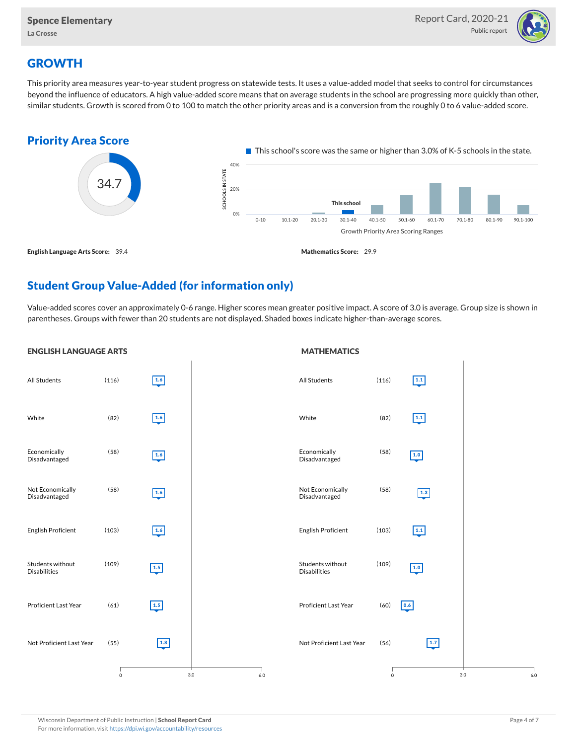Spence Elementary
La Crosse

Report Card, 2020-21
Public report

## GROWTH

This priority area measures year-to-year student progress on statewide tests. It uses a value-added model that seeks to control for circumstances beyond the influence of educators. A high value-added score means that on average students in the school are progressing more quickly than other, similar students. Growth is scored from 0 to 100 to match the other priority areas and is a conversion from the roughly 0 to 6 value-added score.

### Priority Area Score

34.7

This school's score was the same or higher than 3.0% of K-5 schools in the state.

| Growth Priority Area Scoring Ranges | 0-10 | 10.1-20 | 20.1-30 | 30.1-40 (This school) | 40.1-50 | 50.1-60 | 60.1-70 | 70.1-80 | 80.1-90 | 90.1-100 |
|---|---|---|---|---|---|---|---|---|---|---|

**English Language Arts Score:** 39.4

**Mathematics Score:** 29.9

## Student Group Value-Added (for information only)

Value-added scores cover an approximately 0-6 range. Higher scores mean greater positive impact. A score of 3.0 is average. Group size is shown in parentheses. Groups with fewer than 20 students are not displayed. Shaded boxes indicate higher-than-average scores.

### ENGLISH LANGUAGE ARTS

| Group | Size | Value-Added |
|---|---|---|
| All Students | (116) | 1.6 |
| White | (82) | 1.6 |
| Economically Disadvantaged | (58) | 1.6 |
| Not Economically Disadvantaged | (58) | 1.6 |
| English Proficient | (103) | 1.6 |
| Students without Disabilities | (109) | 1.5 |
| Proficient Last Year | (61) | 1.5 |
| Not Proficient Last Year | (55) | 1.8 |

### MATHEMATICS

| Group | Size | Value-Added |
|---|---|---|
| All Students | (116) | 1.1 |
| White | (82) | 1.1 |
| Economically Disadvantaged | (58) | 1.0 |
| Not Economically Disadvantaged | (58) | 1.3 |
| English Proficient | (103) | 1.1 |
| Students without Disabilities | (109) | 1.0 |
| Proficient Last Year | (60) | 0.6 |
| Not Proficient Last Year | (56) | 1.7 |

Wisconsin Department of Public Instruction | **School Report Card**
For more information, visit https://dpi.wi.gov/accountability/resources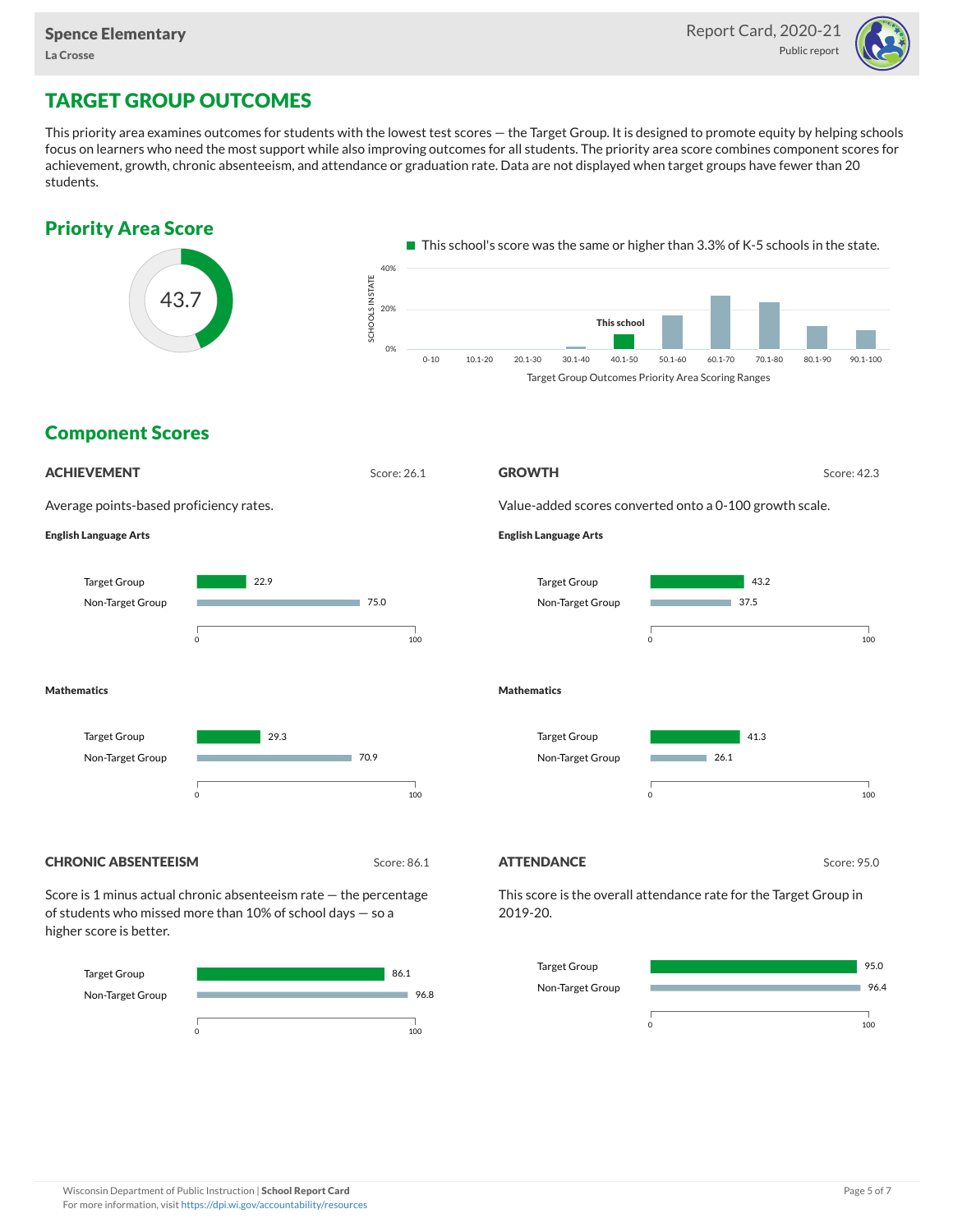# TARGET GROUP OUTCOMES

This priority area examines outcomes for students with the lowest test scores — the Target Group. It is designed to promote equity by helping schools focus on learners who need the most support while also improving outcomes for all students. The priority area score combines component scores for achievement, growth, chronic absenteeism, and attendance or graduation rate. Data are not displayed when target groups have fewer than 20 students.

## Priority Area Score

43.7

This school's score was the same or higher than 3.3% of K-5 schools in the state.

Target Group Outcomes Priority Area Scoring Ranges (This school: 40.1-50)

## Component Scores

### ACHIEVEMENT

Score: 26.1

Average points-based proficiency rates.

**English Language Arts**

| Group | Score |
|---|---|
| Target Group | 22.9 |
| Non-Target Group | 75.0 |

**Mathematics**

| Group | Score |
|---|---|
| Target Group | 29.3 |
| Non-Target Group | 70.9 |

### GROWTH

Score: 42.3

Value-added scores converted onto a 0-100 growth scale.

**English Language Arts**

| Group | Score |
|---|---|
| Target Group | 43.2 |
| Non-Target Group | 37.5 |

**Mathematics**

| Group | Score |
|---|---|
| Target Group | 41.3 |
| Non-Target Group | 26.1 |

### CHRONIC ABSENTEEISM

Score: 86.1

Score is 1 minus actual chronic absenteeism rate — the percentage of students who missed more than 10% of school days — so a higher score is better.

| Group | Score |
|---|---|
| Target Group | 86.1 |
| Non-Target Group | 96.8 |

### ATTENDANCE

Score: 95.0

This score is the overall attendance rate for the Target Group in 2019-20.

| Group | Score |
|---|---|
| Target Group | 95.0 |
| Non-Target Group | 96.4 |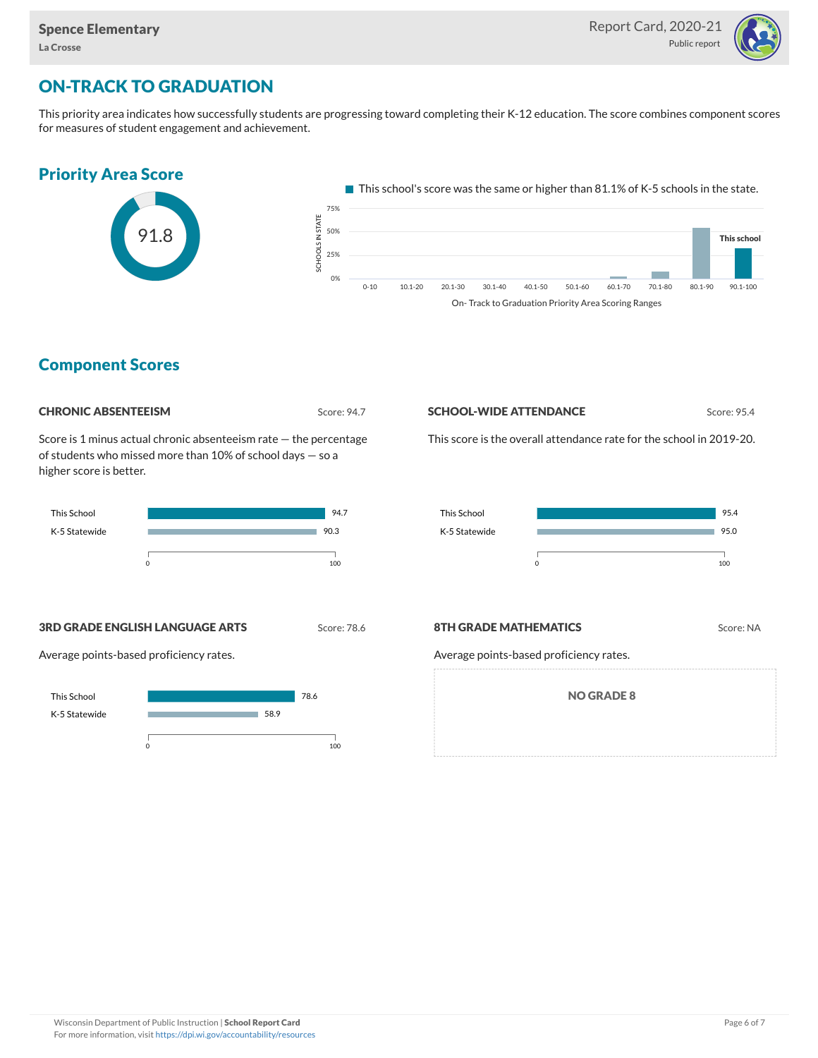# ON-TRACK TO GRADUATION

This priority area indicates how successfully students are progressing toward completing their K-12 education. The score combines component scores for measures of student engagement and achievement.

## Priority Area Score

91.8

This school's score was the same or higher than 81.1% of K-5 schools in the state.

## Component Scores

### CHRONIC ABSENTEEISM

Score: 94.7

Score is 1 minus actual chronic absenteeism rate — the percentage of students who missed more than 10% of school days — so a higher score is better.

| | |
|---|---|
| This School | 94.7 |
| K-5 Statewide | 90.3 |

### SCHOOL-WIDE ATTENDANCE

Score: 95.4

This score is the overall attendance rate for the school in 2019-20.

| | |
|---|---|
| This School | 95.4 |
| K-5 Statewide | 95.0 |

### 3RD GRADE ENGLISH LANGUAGE ARTS

Score: 78.6

Average points-based proficiency rates.

| | |
|---|---|
| This School | 78.6 |
| K-5 Statewide | 58.9 |

### 8TH GRADE MATHEMATICS

Score: NA

Average points-based proficiency rates.

NO GRADE 8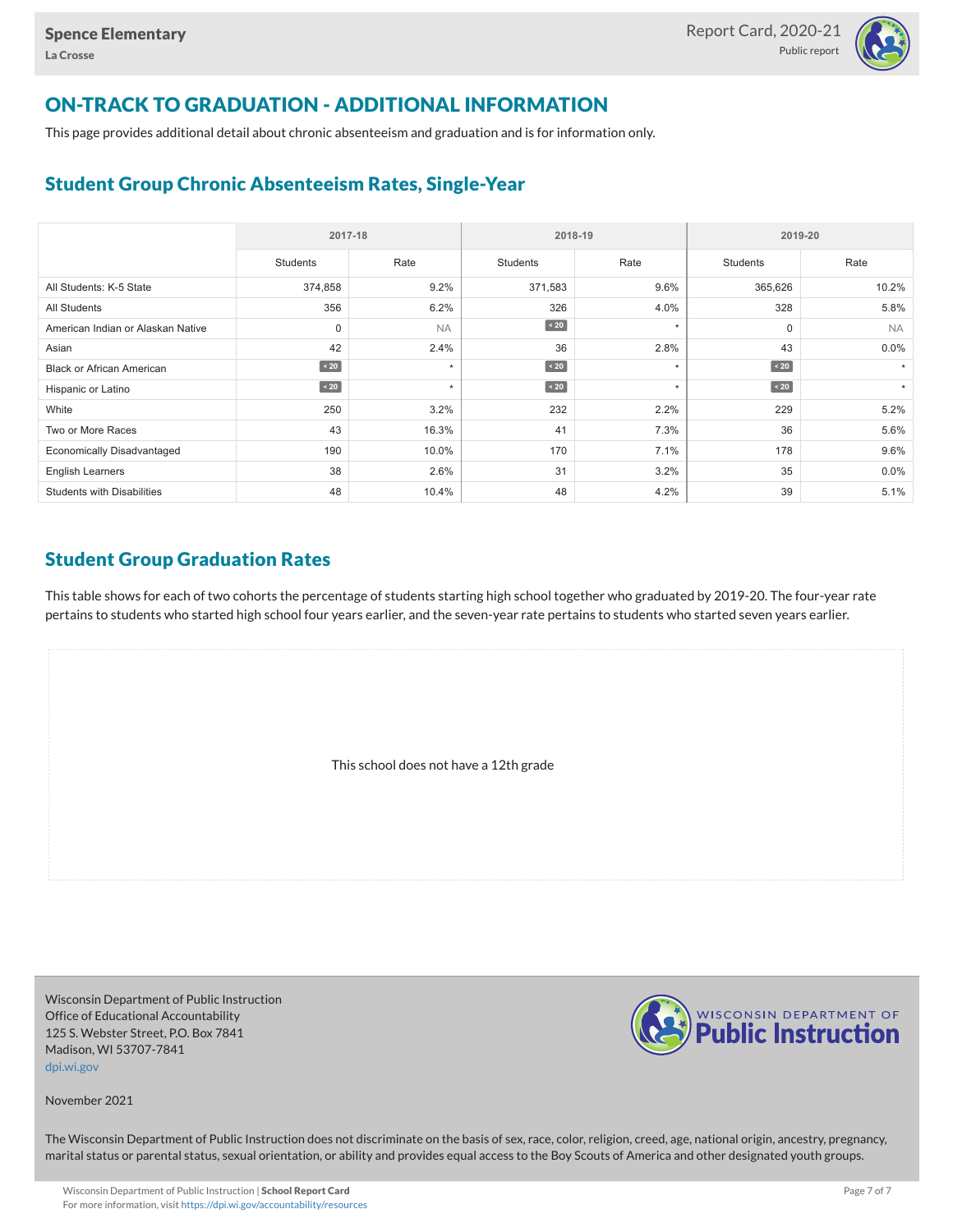Spence Elementary
La Crosse

Report Card, 2020-21
Public report

# ON-TRACK TO GRADUATION - ADDITIONAL INFORMATION

This page provides additional detail about chronic absenteeism and graduation and is for information only.

## Student Group Chronic Absenteeism Rates, Single-Year

| | 2017-18 | | 2018-19 | | 2019-20 | |
|---|---|---|---|---|---|---|
| | Students | Rate | Students | Rate | Students | Rate |
| All Students: K-5 State | 374,858 | 9.2% | 371,583 | 9.6% | 365,626 | 10.2% |
| All Students | 356 | 6.2% | 326 | 4.0% | 328 | 5.8% |
| American Indian or Alaskan Native | 0 | NA | < 20 | * | 0 | NA |
| Asian | 42 | 2.4% | 36 | 2.8% | 43 | 0.0% |
| Black or African American | < 20 | * | < 20 | * | < 20 | * |
| Hispanic or Latino | < 20 | * | < 20 | * | < 20 | * |
| White | 250 | 3.2% | 232 | 2.2% | 229 | 5.2% |
| Two or More Races | 43 | 16.3% | 41 | 7.3% | 36 | 5.6% |
| Economically Disadvantaged | 190 | 10.0% | 170 | 7.1% | 178 | 9.6% |
| English Learners | 38 | 2.6% | 31 | 3.2% | 35 | 0.0% |
| Students with Disabilities | 48 | 10.4% | 48 | 4.2% | 39 | 5.1% |

## Student Group Graduation Rates

This table shows for each of two cohorts the percentage of students starting high school together who graduated by 2019-20. The four-year rate pertains to students who started high school four years earlier, and the seven-year rate pertains to students who started seven years earlier.

This school does not have a 12th grade

Wisconsin Department of Public Instruction
Office of Educational Accountability
125 S. Webster Street, P.O. Box 7841
Madison, WI 53707-7841
dpi.wi.gov

November 2021

The Wisconsin Department of Public Instruction does not discriminate on the basis of sex, race, color, religion, creed, age, national origin, ancestry, pregnancy, marital status or parental status, sexual orientation, or ability and provides equal access to the Boy Scouts of America and other designated youth groups.